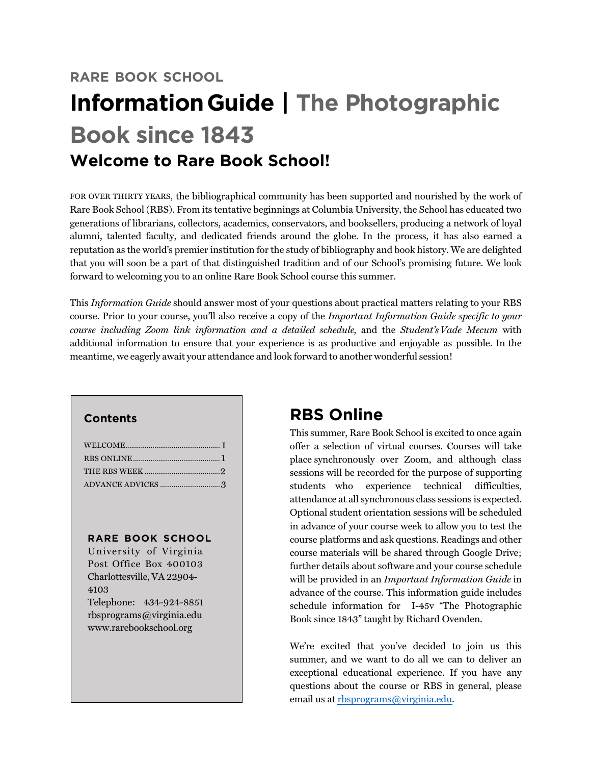RARE BOOK SCHOOL

# Information Guide | The Photographic Book since 1843

## Welcome to Rare Book School!

FOR OVER THIRTY YEARS, the bibliographical community has been supported and nourished by the work of Rare Book School (RBS). From its tentative beginnings at Columbia University, the School has educated two generations of librarians, collectors, academics, conservators, and booksellers, producing a network of loyal alumni, talented faculty, and dedicated friends around the globe. In the process, it has also earned a reputation as the world's premier institution for the study of bibliography and book history. We are delighted that you will soon be a part of that distinguished tradition and of our School's promising future. We look forward to welcoming you to an online Rare Book School course this summer.

This *Information Guide* should answer most of your questions about practical matters relating to your RBS course. Prior to your course, you'll also receive a copy of the *Important Information Guide specific to your course including Zoom link information and a detailed schedule,* and the *Student's Vade Mecum* with additional information to ensure that your experience is as productive and enjoyable as possible. In the meantime, we eagerly await your attendance and look forward to another wonderful session!

**Contents**

| | |
|---|---|
| WELCOME | 1 |
| RBS ONLINE | 1 |
| THE RBS WEEK | 2 |
| ADVANCE ADVICES | 3 |

**RARE BOOK SCHOOL**
University of Virginia
Post Office Box 400103
Charlottesville, VA 22904-4103
Telephone: 434-924-8851
rbsprograms@virginia.edu
www.rarebookschool.org

## RBS Online

This summer, Rare Book School is excited to once again offer a selection of virtual courses. Courses will take place synchronously over Zoom, and although class sessions will be recorded for the purpose of supporting students who experience technical difficulties, attendance at all synchronous class sessions is expected. Optional student orientation sessions will be scheduled in advance of your course week to allow you to test the course platforms and ask questions. Readings and other course materials will be shared through Google Drive; further details about software and your course schedule will be provided in an *Important Information Guide* in advance of the course. This information guide includes schedule information for I-45v "The Photographic Book since 1843" taught by Richard Ovenden.

We're excited that you've decided to join us this summer, and we want to do all we can to deliver an exceptional educational experience. If you have any questions about the course or RBS in general, please email us at rbsprograms@virginia.edu.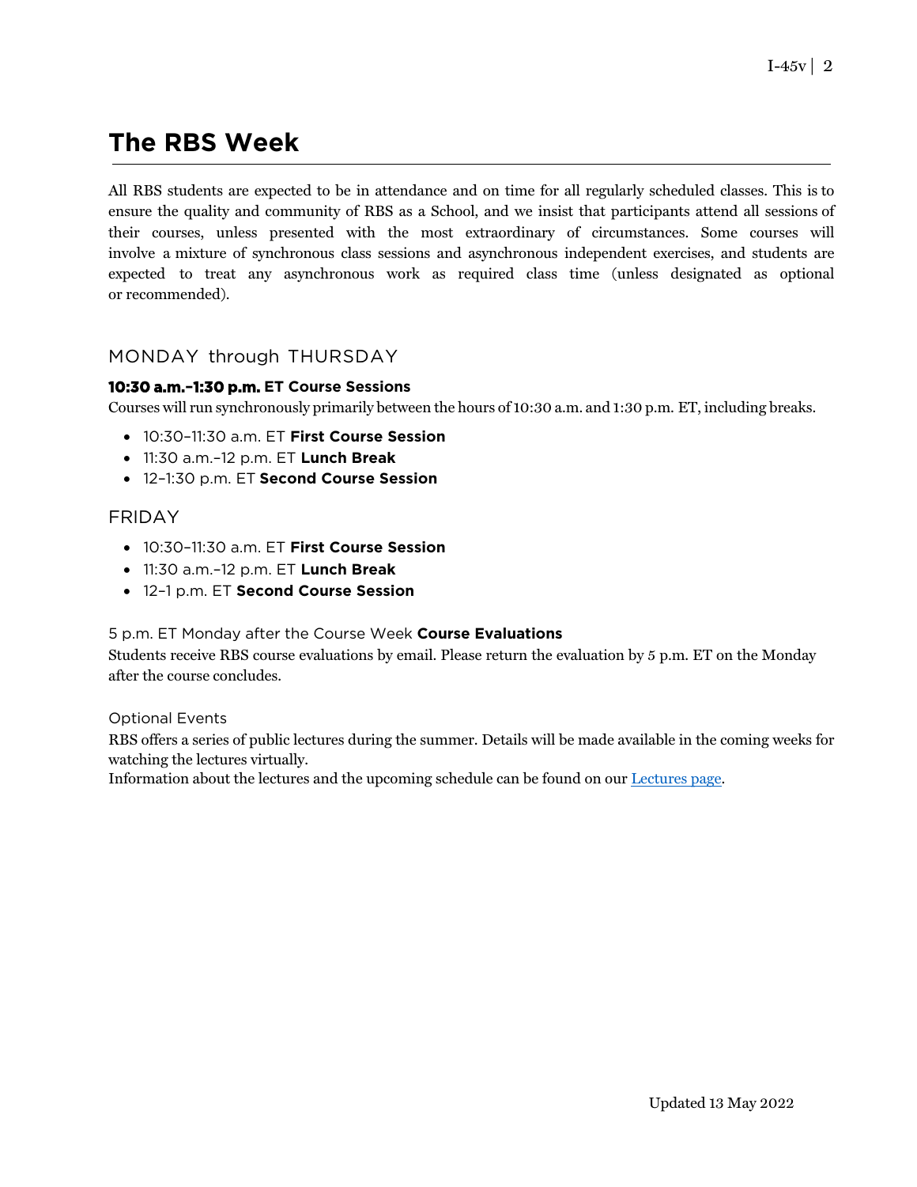# The RBS Week

All RBS students are expected to be in attendance and on time for all regularly scheduled classes. This is to ensure the quality and community of RBS as a School, and we insist that participants attend all sessions of their courses, unless presented with the most extraordinary of circumstances. Some courses will involve a mixture of synchronous class sessions and asynchronous independent exercises, and students are expected to treat any asynchronous work as required class time (unless designated as optional or recommended).

## MONDAY through THURSDAY

### 10:30 a.m.–1:30 p.m. ET Course Sessions

Courses will run synchronously primarily between the hours of 10:30 a.m. and 1:30 p.m. ET, including breaks.

- 10:30–11:30 a.m. ET **First Course Session**
- 11:30 a.m.–12 p.m. ET **Lunch Break**
- 12–1:30 p.m. ET **Second Course Session**

## FRIDAY

- 10:30–11:30 a.m. ET **First Course Session**
- 11:30 a.m.–12 p.m. ET **Lunch Break**
- 12–1 p.m. ET **Second Course Session**

5 p.m. ET Monday after the Course Week **Course Evaluations**

Students receive RBS course evaluations by email. Please return the evaluation by 5 p.m. ET on the Monday after the course concludes.

Optional Events

RBS offers a series of public lectures during the summer. Details will be made available in the coming weeks for watching the lectures virtually.

Information about the lectures and the upcoming schedule can be found on our Lectures page.

Updated 13 May 2022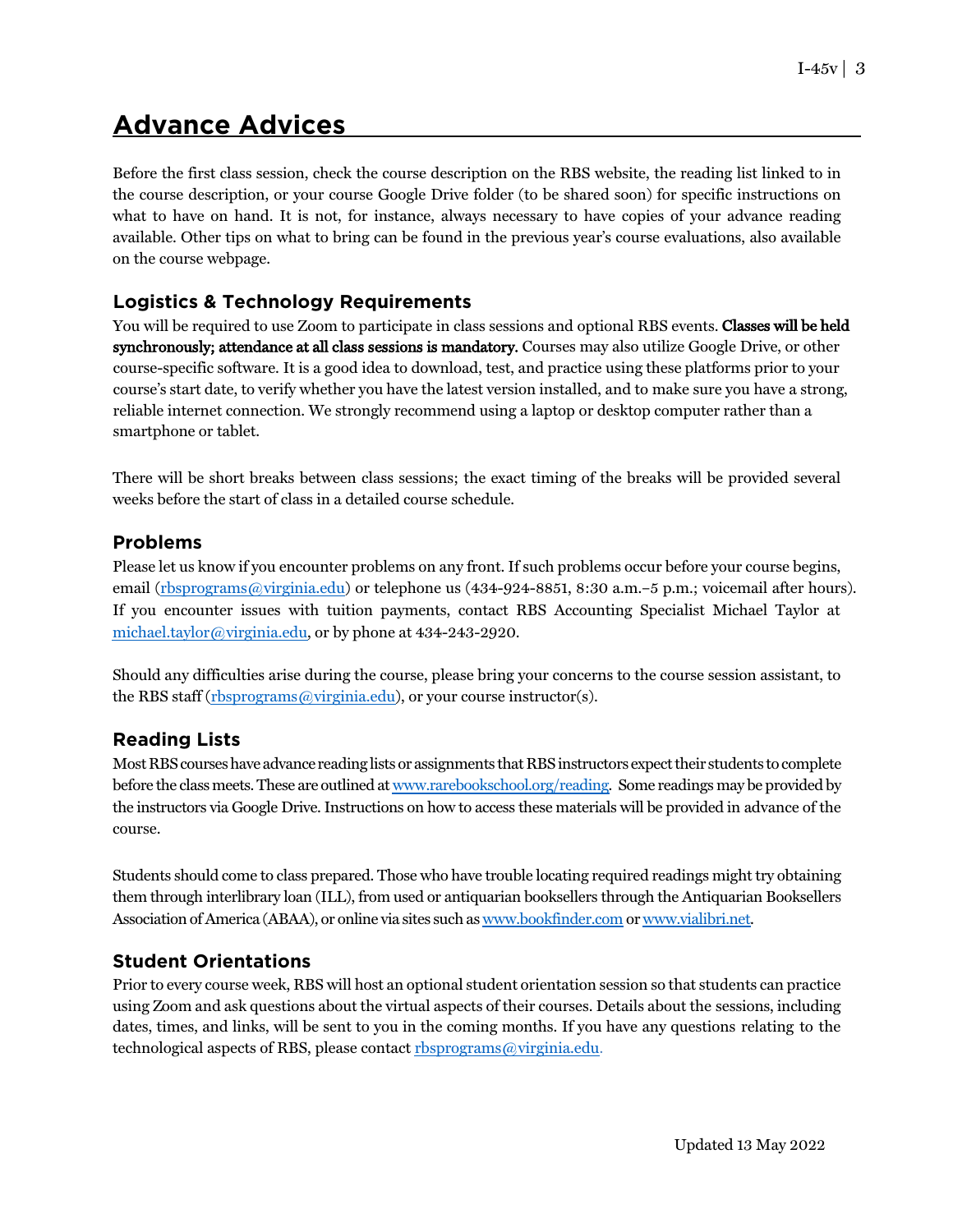# Advance Advices

Before the first class session, check the course description on the RBS website, the reading list linked to in the course description, or your course Google Drive folder (to be shared soon) for specific instructions on what to have on hand. It is not, for instance, always necessary to have copies of your advance reading available. Other tips on what to bring can be found in the previous year's course evaluations, also available on the course webpage.

## Logistics & Technology Requirements

You will be required to use Zoom to participate in class sessions and optional RBS events. **Classes will be held synchronously; attendance at all class sessions is mandatory.** Courses may also utilize Google Drive, or other course-specific software. It is a good idea to download, test, and practice using these platforms prior to your course's start date, to verify whether you have the latest version installed, and to make sure you have a strong, reliable internet connection. We strongly recommend using a laptop or desktop computer rather than a smartphone or tablet.

There will be short breaks between class sessions; the exact timing of the breaks will be provided several weeks before the start of class in a detailed course schedule.

## Problems

Please let us know if you encounter problems on any front. If such problems occur before your course begins, email (rbsprograms@virginia.edu) or telephone us (434-924-8851, 8:30 a.m.–5 p.m.; voicemail after hours). If you encounter issues with tuition payments, contact RBS Accounting Specialist Michael Taylor at michael.taylor@virginia.edu, or by phone at 434-243-2920.

Should any difficulties arise during the course, please bring your concerns to the course session assistant, to the RBS staff (rbsprograms@virginia.edu), or your course instructor(s).

## Reading Lists

Most RBS courses have advance reading lists or assignments that RBS instructors expect their students to complete before the class meets. These are outlined at www.rarebookschool.org/reading. Some readings may be provided by the instructors via Google Drive. Instructions on how to access these materials will be provided in advance of the course.

Students should come to class prepared. Those who have trouble locating required readings might try obtaining them through interlibrary loan (ILL), from used or antiquarian booksellers through the Antiquarian Booksellers Association of America (ABAA), or online via sites such as www.bookfinder.com or www.vialibri.net.

## Student Orientations

Prior to every course week, RBS will host an optional student orientation session so that students can practice using Zoom and ask questions about the virtual aspects of their courses. Details about the sessions, including dates, times, and links, will be sent to you in the coming months. If you have any questions relating to the technological aspects of RBS, please contact rbsprograms@virginia.edu.

Updated 13 May 2022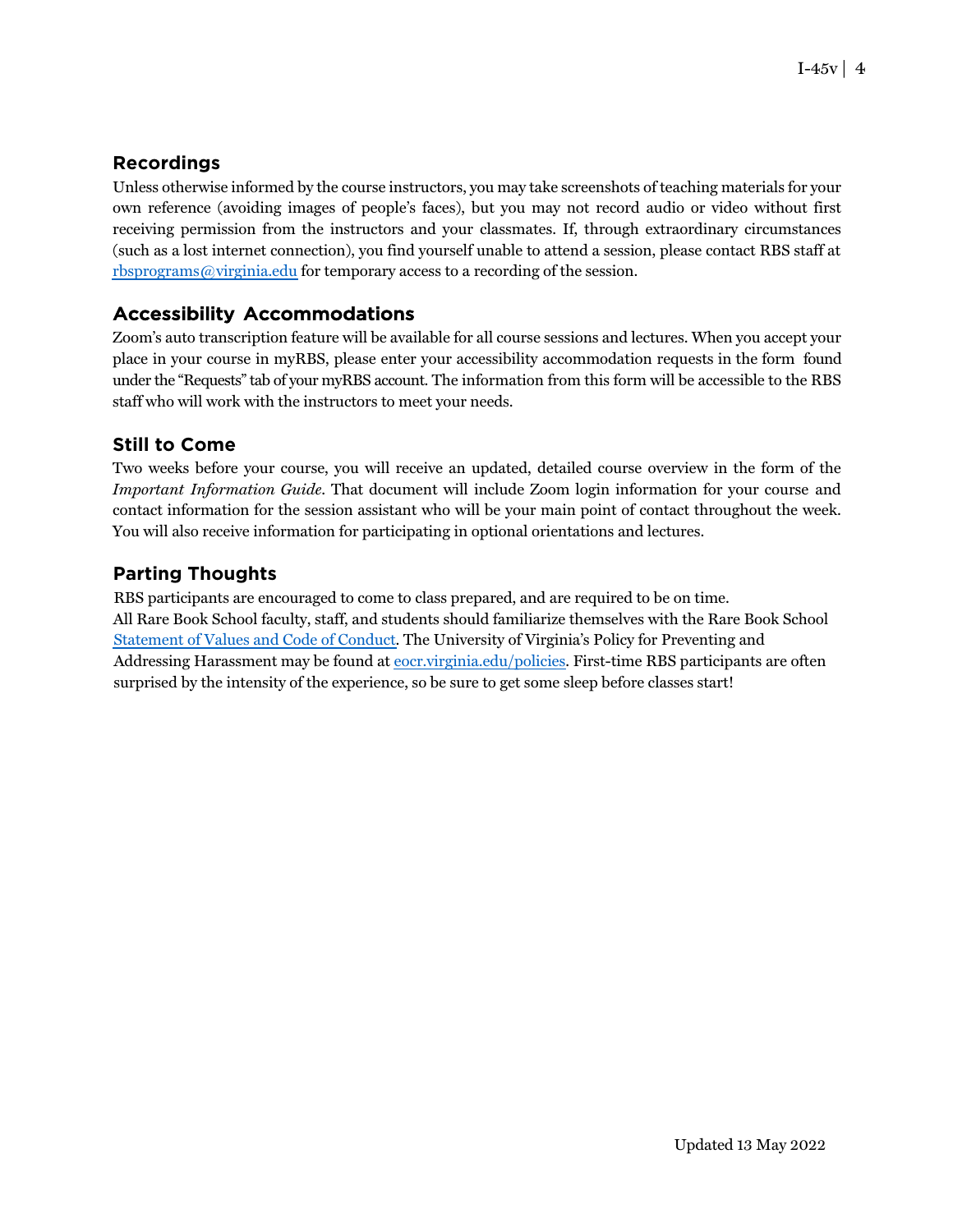## Recordings

Unless otherwise informed by the course instructors, you may take screenshots of teaching materials for your own reference (avoiding images of people's faces), but you may not record audio or video without first receiving permission from the instructors and your classmates. If, through extraordinary circumstances (such as a lost internet connection), you find yourself unable to attend a session, please contact RBS staff at [rbsprograms@virginia.edu](mailto:rbsprograms@virginia.edu) for temporary access to a recording of the session.

## Accessibility Accommodations

Zoom's auto transcription feature will be available for all course sessions and lectures. When you accept your place in your course in myRBS, please enter your accessibility accommodation requests in the form found under the "Requests" tab of your myRBS account. The information from this form will be accessible to the RBS staff who will work with the instructors to meet your needs.

## Still to Come

Two weeks before your course, you will receive an updated, detailed course overview in the form of the *Important Information Guide*. That document will include Zoom login information for your course and contact information for the session assistant who will be your main point of contact throughout the week. You will also receive information for participating in optional orientations and lectures.

## Parting Thoughts

RBS participants are encouraged to come to class prepared, and are required to be on time.
All Rare Book School faculty, staff, and students should familiarize themselves with the Rare Book School Statement of Values and Code of Conduct. The University of Virginia's Policy for Preventing and Addressing Harassment may be found at eocr.virginia.edu/policies. First-time RBS participants are often surprised by the intensity of the experience, so be sure to get some sleep before classes start!

Updated 13 May 2022